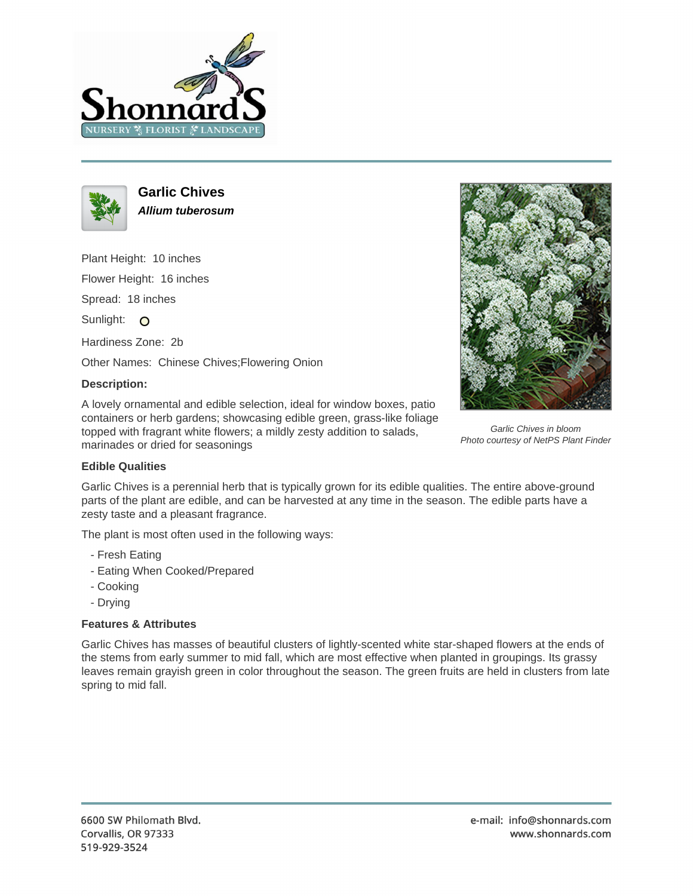# Garlic Chives

***Allium tuberosum***

Plant Height: 10 inches

Flower Height: 16 inches

Spread: 18 inches

Sunlight:

Hardiness Zone: 2b

Other Names: Chinese Chives;Flowering Onion

**Description:**

A lovely ornamental and edible selection, ideal for window boxes, patio containers or herb gardens; showcasing edible green, grass-like foliage topped with fragrant white flowers; a mildly zesty addition to salads, marinades or dried for seasonings

*Garlic Chives in bloom*
*Photo courtesy of NetPS Plant Finder*

**Edible Qualities**

Garlic Chives is a perennial herb that is typically grown for its edible qualities. The entire above-ground parts of the plant are edible, and can be harvested at any time in the season. The edible parts have a zesty taste and a pleasant fragrance.

The plant is most often used in the following ways:

- Fresh Eating
- Eating When Cooked/Prepared
- Cooking
- Drying

**Features & Attributes**

Garlic Chives has masses of beautiful clusters of lightly-scented white star-shaped flowers at the ends of the stems from early summer to mid fall, which are most effective when planted in groupings. Its grassy leaves remain grayish green in color throughout the season. The green fruits are held in clusters from late spring to mid fall.

6600 SW Philomath Blvd.
Corvallis, OR 97333
519-929-3524

e-mail: info@shonnards.com
www.shonnards.com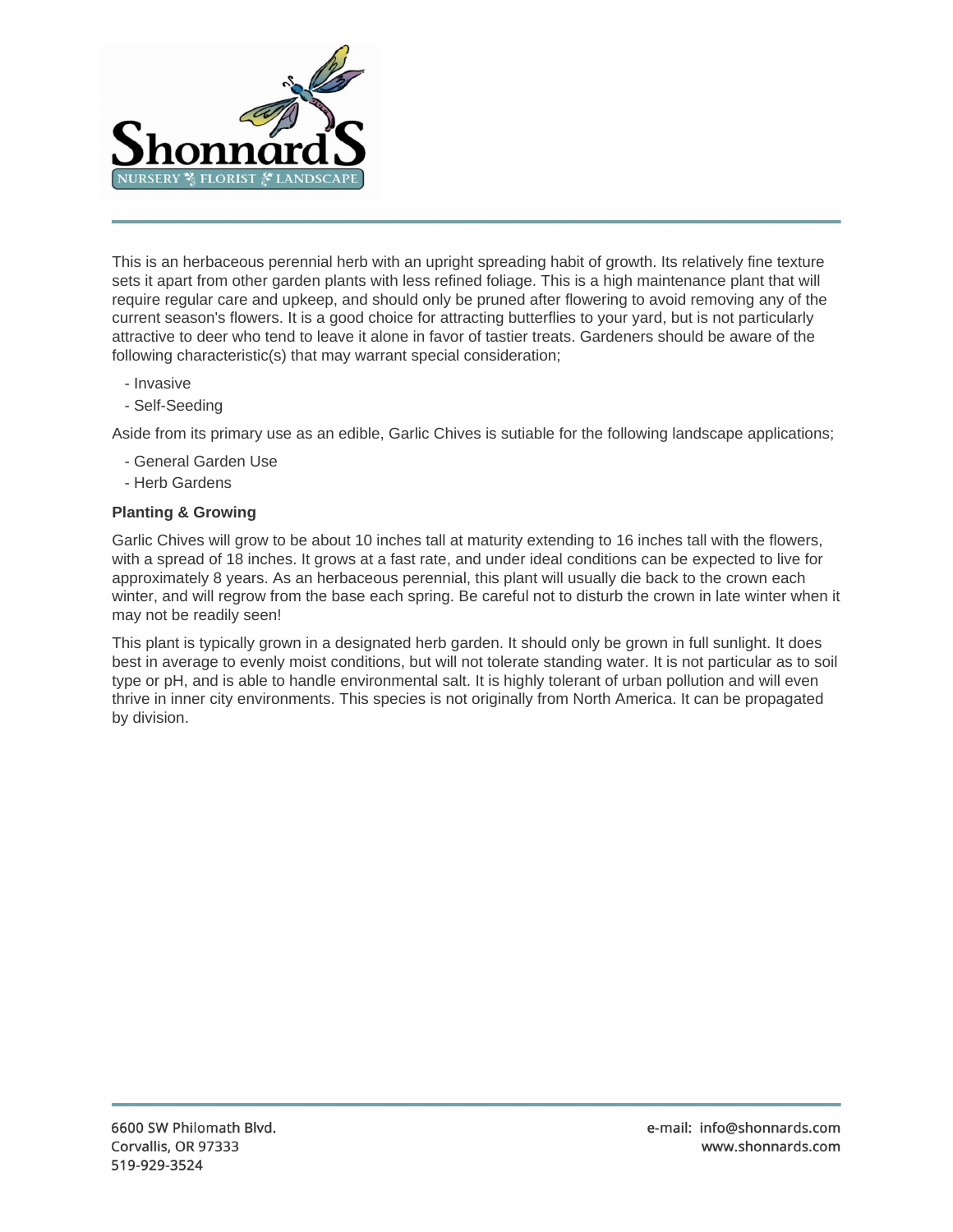This is an herbaceous perennial herb with an upright spreading habit of growth. Its relatively fine texture sets it apart from other garden plants with less refined foliage. This is a high maintenance plant that will require regular care and upkeep, and should only be pruned after flowering to avoid removing any of the current season's flowers. It is a good choice for attracting butterflies to your yard, but is not particularly attractive to deer who tend to leave it alone in favor of tastier treats. Gardeners should be aware of the following characteristic(s) that may warrant special consideration;

- Invasive
- Self-Seeding

Aside from its primary use as an edible, Garlic Chives is sutiable for the following landscape applications;

- General Garden Use
- Herb Gardens

**Planting & Growing**

Garlic Chives will grow to be about 10 inches tall at maturity extending to 16 inches tall with the flowers, with a spread of 18 inches. It grows at a fast rate, and under ideal conditions can be expected to live for approximately 8 years. As an herbaceous perennial, this plant will usually die back to the crown each winter, and will regrow from the base each spring. Be careful not to disturb the crown in late winter when it may not be readily seen!

This plant is typically grown in a designated herb garden. It should only be grown in full sunlight. It does best in average to evenly moist conditions, but will not tolerate standing water. It is not particular as to soil type or pH, and is able to handle environmental salt. It is highly tolerant of urban pollution and will even thrive in inner city environments. This species is not originally from North America. It can be propagated by division.